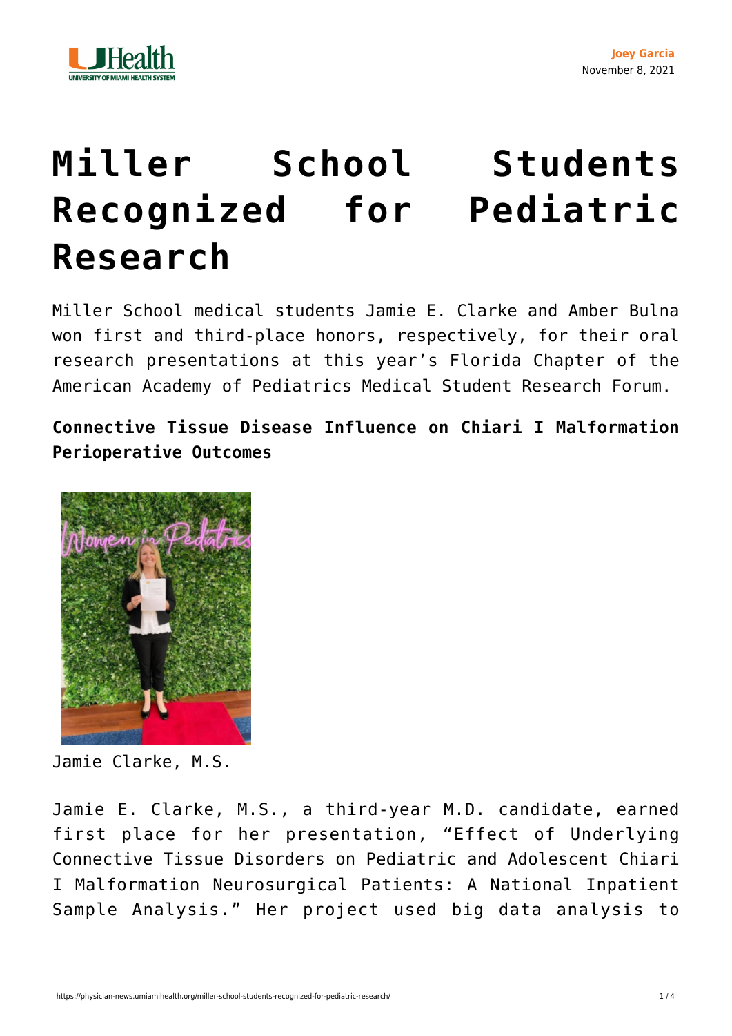# Miller School Students Recognized for Pediatric Research

Miller School medical students Jamie E. Clarke and Amber Bulna won first and third-place honors, respectively, for their oral research presentations at this year's Florida Chapter of the American Academy of Pediatrics Medical Student Research Forum.

**Connective Tissue Disease Influence on Chiari I Malformation Perioperative Outcomes**

Jamie Clarke, M.S.

Jamie E. Clarke, M.S., a third-year M.D. candidate, earned first place for her presentation, "Effect of Underlying Connective Tissue Disorders on Pediatric and Adolescent Chiari I Malformation Neurosurgical Patients: A National Inpatient Sample Analysis." Her project used big data analysis to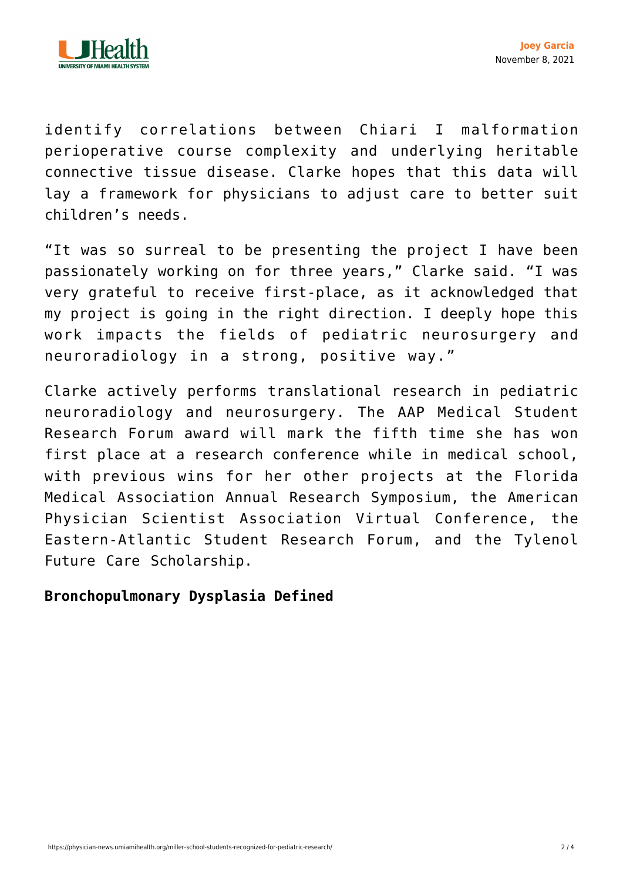identify correlations between Chiari I malformation perioperative course complexity and underlying heritable connective tissue disease. Clarke hopes that this data will lay a framework for physicians to adjust care to better suit children's needs.

"It was so surreal to be presenting the project I have been passionately working on for three years," Clarke said. "I was very grateful to receive first-place, as it acknowledged that my project is going in the right direction. I deeply hope this work impacts the fields of pediatric neurosurgery and neuroradiology in a strong, positive way."

Clarke actively performs translational research in pediatric neuroradiology and neurosurgery. The AAP Medical Student Research Forum award will mark the fifth time she has won first place at a research conference while in medical school, with previous wins for her other projects at the Florida Medical Association Annual Research Symposium, the American Physician Scientist Association Virtual Conference, the Eastern-Atlantic Student Research Forum, and the Tylenol Future Care Scholarship.

**Bronchopulmonary Dysplasia Defined**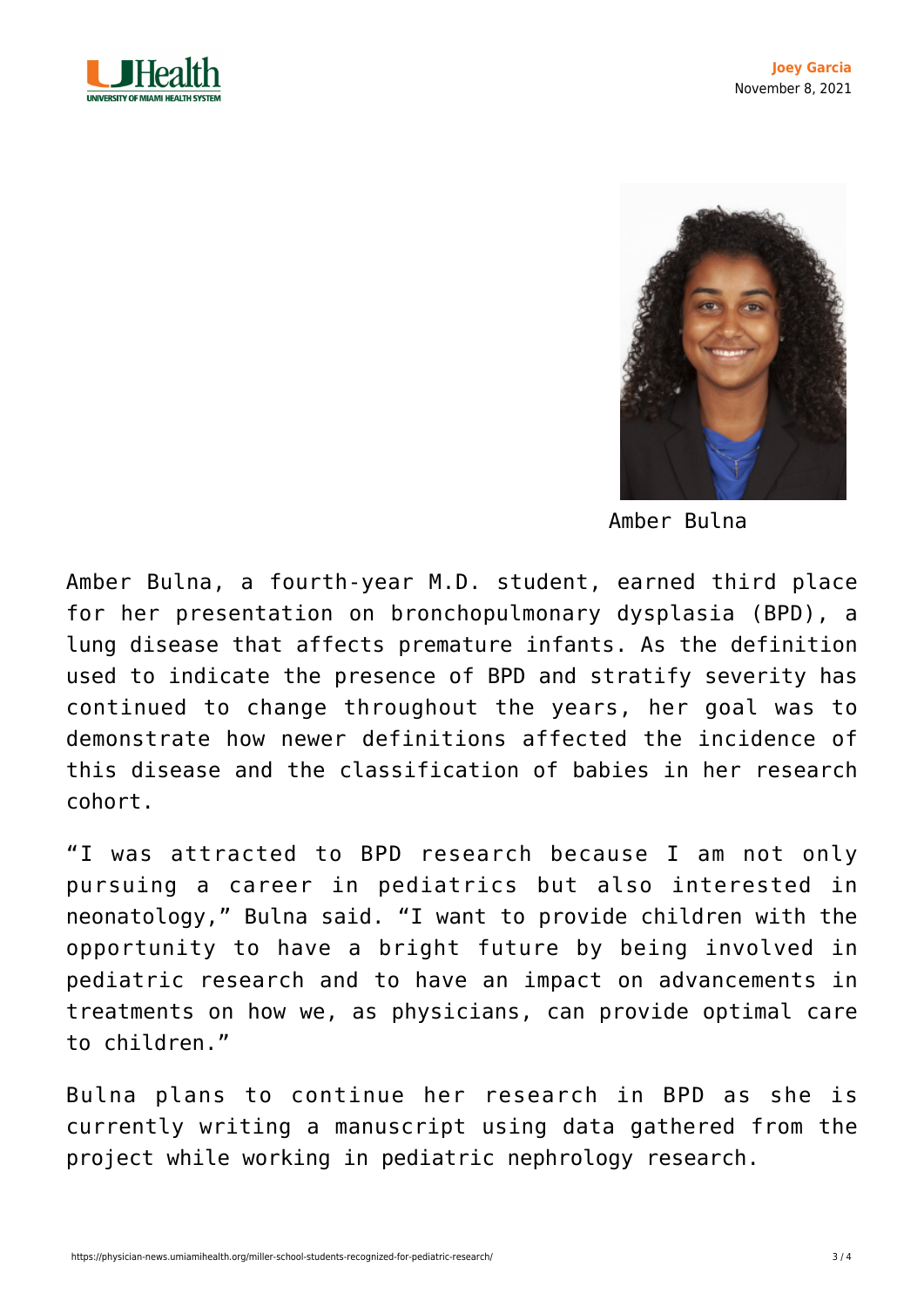Amber Bulna

Amber Bulna, a fourth-year M.D. student, earned third place for her presentation on bronchopulmonary dysplasia (BPD), a lung disease that affects premature infants. As the definition used to indicate the presence of BPD and stratify severity has continued to change throughout the years, her goal was to demonstrate how newer definitions affected the incidence of this disease and the classification of babies in her research cohort.

“I was attracted to BPD research because I am not only pursuing a career in pediatrics but also interested in neonatology,” Bulna said. “I want to provide children with the opportunity to have a bright future by being involved in pediatric research and to have an impact on advancements in treatments on how we, as physicians, can provide optimal care to children.”

Bulna plans to continue her research in BPD as she is currently writing a manuscript using data gathered from the project while working in pediatric nephrology research.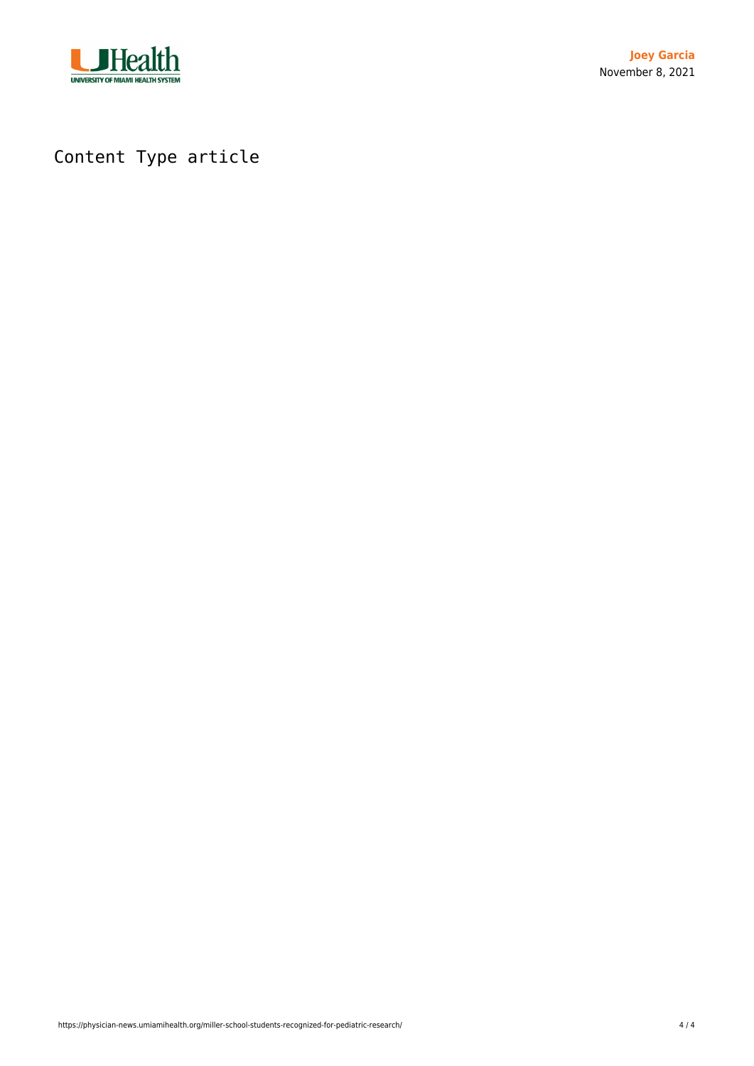Content Type article